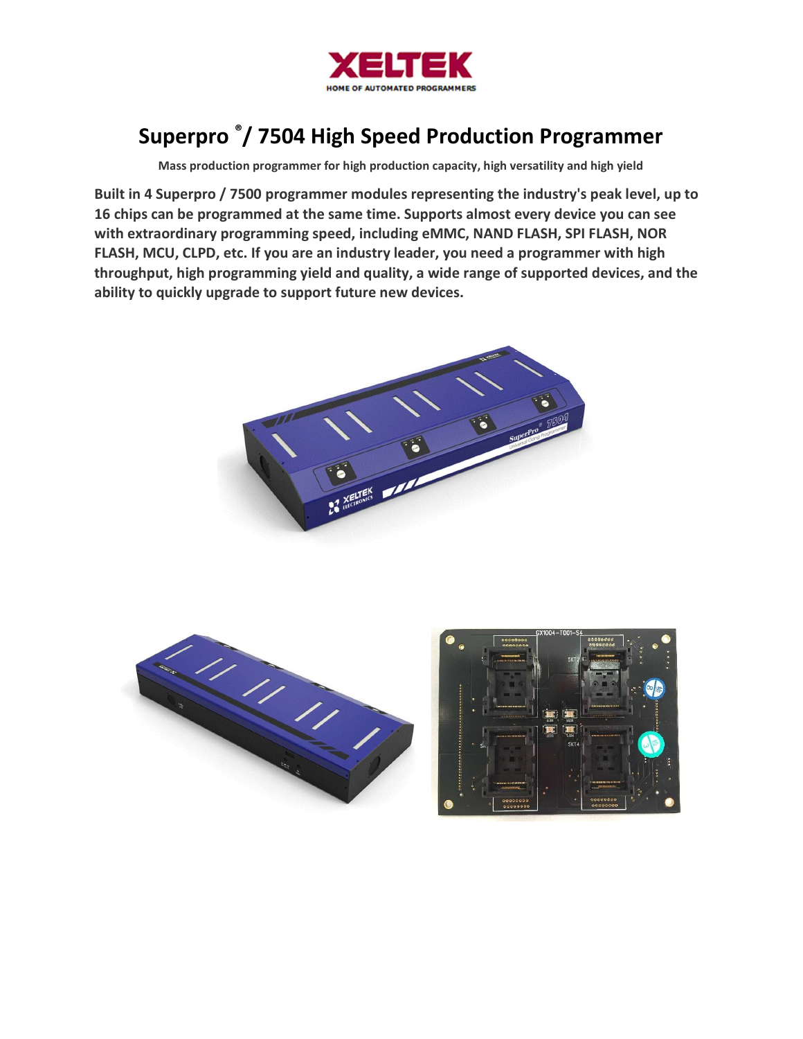XELTEK

HOME OF AUTOMATED PROGRAMMERS

# Superpro ® / 7504 High Speed Production Programmer

**Mass production programmer for high production capacity, high versatility and high yield**

**Built in 4 Superpro / 7500 programmer modules representing the industry's peak level, up to 16 chips can be programmed at the same time. Supports almost every device you can see with extraordinary programming speed, including eMMC, NAND FLASH, SPI FLASH, NOR FLASH, MCU, CLPD, etc. If you are an industry leader, you need a programmer with high throughput, high programming yield and quality, a wide range of supported devices, and the ability to quickly upgrade to support future new devices.**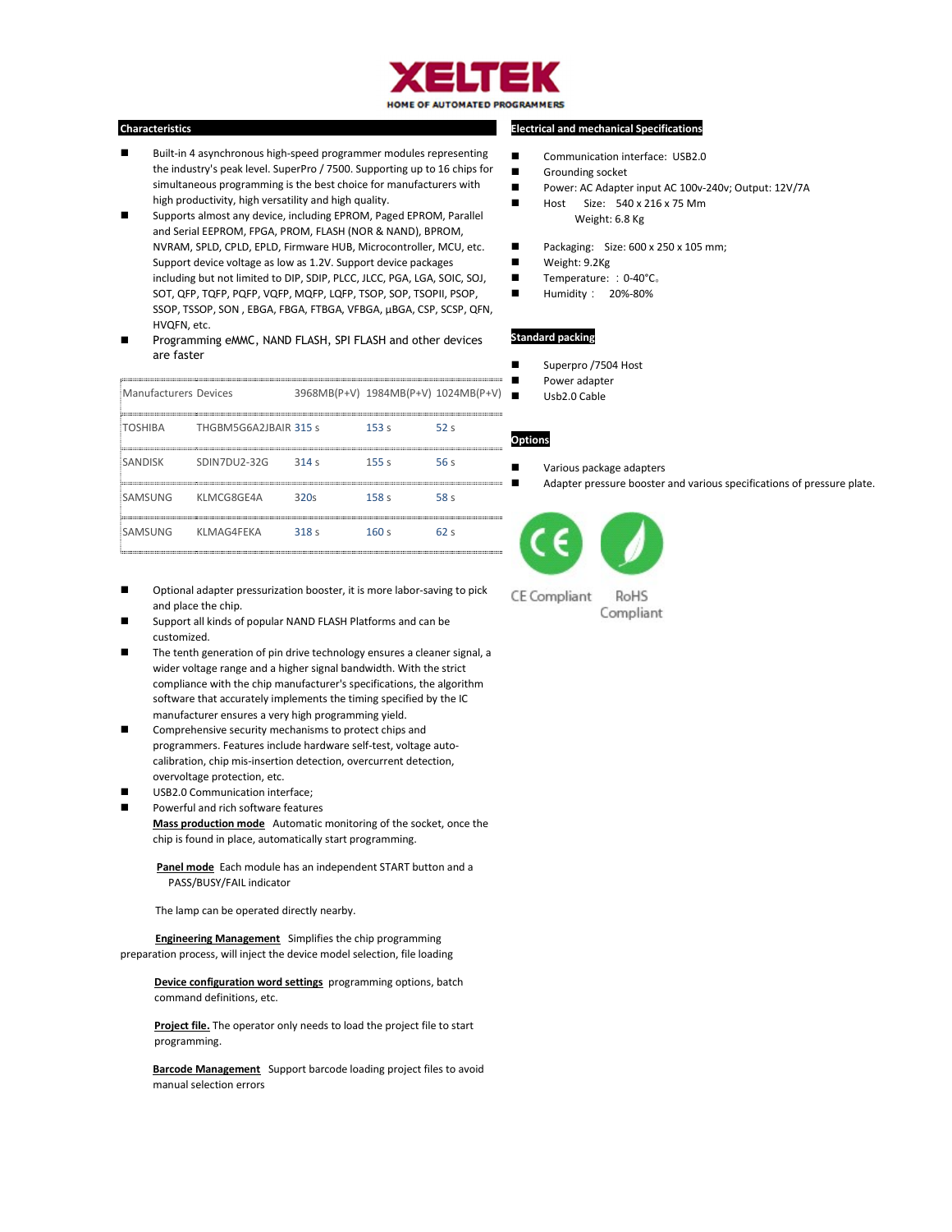**XELTEK**

**HOME OF AUTOMATED PROGRAMMERS**

## Characteristics

- Built-in 4 asynchronous high-speed programmer modules representing the industry's peak level. SuperPro / 7500. Supporting up to 16 chips for simultaneous programming is the best choice for manufacturers with high productivity, high versatility and high quality.
- Supports almost any device, including EPROM, Paged EPROM, Parallel and Serial EEPROM, FPGA, PROM, FLASH (NOR & NAND), BPROM, NVRAM, SPLD, CPLD, EPLD, Firmware HUB, Microcontroller, MCU, etc. Support device voltage as low as 1.2V. Support device packages including but not limited to DIP, SDIP, PLCC, JLCC, PGA, LGA, SOIC, SOJ, SOT, QFP, TQFP, PQFP, VQFP, MQFP, LQFP, TSOP, SOP, TSOPII, PSOP, SSOP, TSSOP, SON , EBGA, FBGA, FTBGA, VFBGA, μBGA, CSP, SCSP, QFN, HVQFN, etc.
- Programming eMMC, NAND FLASH, SPI FLASH and other devices are faster

| Manufacturers | Devices | 3968MB(P+V) | 1984MB(P+V) | 1024MB(P+V) |
|---|---|---|---|---|
| TOSHIBA | THGBM5G6A2JBAIR | 315 s | 153 s | 52 s |
| SANDISK | SDIN7DU2-32G | 314 s | 155 s | 56 s |
| SAMSUNG | KLMCG8GE4A | 320s | 158 s | 58 s |
| SAMSUNG | KLMAG4FEKA | 318 s | 160 s | 62 s |

- Optional adapter pressurization booster, it is more labor-saving to pick and place the chip.
- Support all kinds of popular NAND FLASH Platforms and can be customized.
- The tenth generation of pin drive technology ensures a cleaner signal, a wider voltage range and a higher signal bandwidth. With the strict compliance with the chip manufacturer's specifications, the algorithm software that accurately implements the timing specified by the IC manufacturer ensures a very high programming yield.
- Comprehensive security mechanisms to protect chips and programmers. Features include hardware self-test, voltage auto-calibration, chip mis-insertion detection, overcurrent detection, overvoltage protection, etc.
- USB2.0 Communication interface;
- Powerful and rich software features

  **Mass production mode** Automatic monitoring of the socket, once the chip is found in place, automatically start programming.

  **Panel mode** Each module has an independent START button and a PASS/BUSY/FAIL indicator

  The lamp can be operated directly nearby.

  **Engineering Management** Simplifies the chip programming preparation process, will inject the device model selection, file loading

  **Device configuration word settings** programming options, batch command definitions, etc.

  **Project file.** The operator only needs to load the project file to start programming.

  **Barcode Management** Support barcode loading project files to avoid manual selection errors

## Electrical and mechanical Specifications

- Communication interface: USB2.0
- Grounding socket
- Power: AC Adapter input AC 100v-240v; Output: 12V/7A
- Host Size: 540 x 216 x 75 Mm
  Weight: 6.8 Kg
- Packaging: Size: 600 x 250 x 105 mm;
- Weight: 9.2Kg
- Temperature: ：0-40°C。
- Humidity： 20%-80%

## Standard packing

- Superpro /7504 Host
- Power adapter
- Usb2.0 Cable

## Options

- Various package adapters
- Adapter pressure booster and various specifications of pressure plate.

CE Compliant RoHS Compliant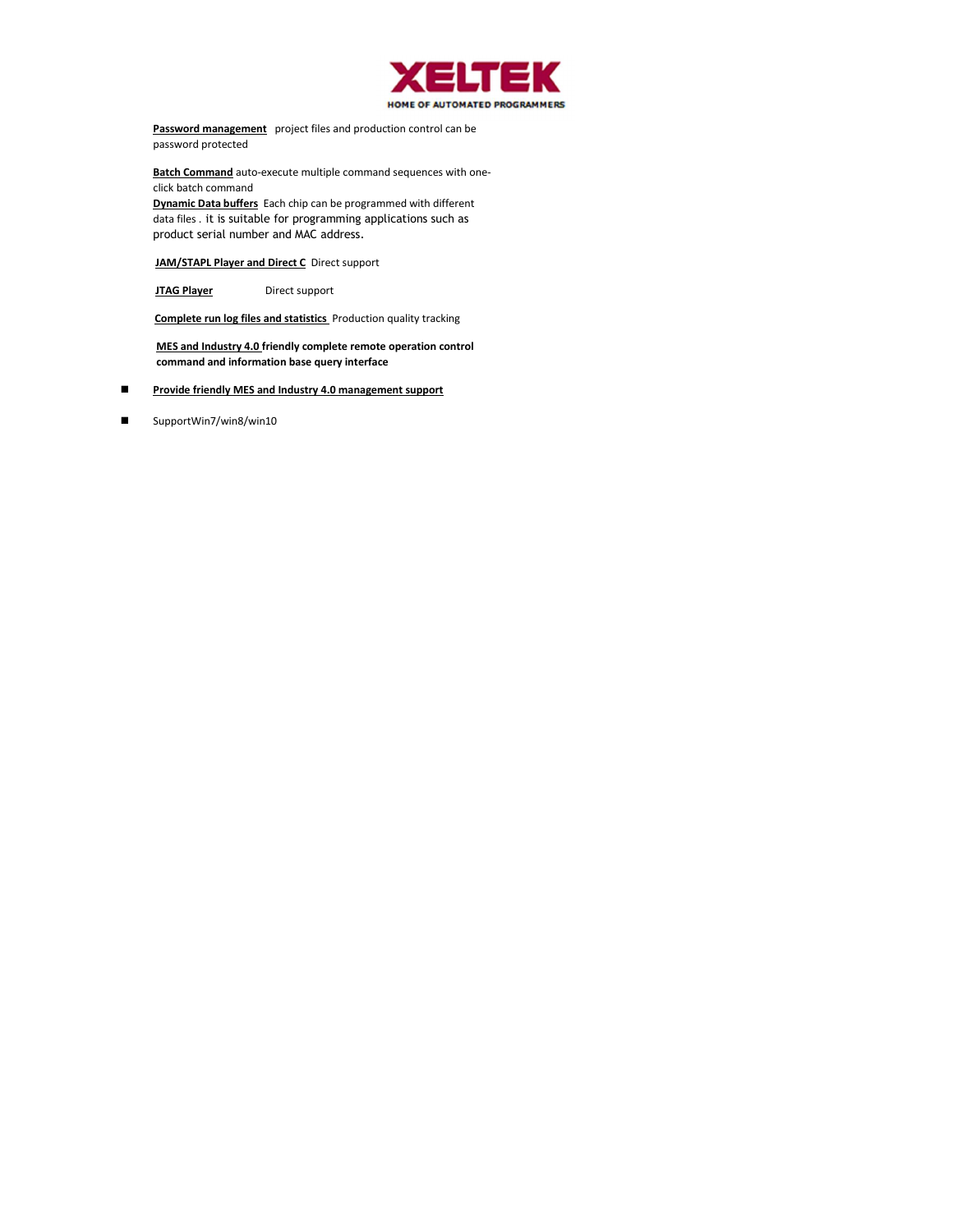**XELTEK**

HOME OF AUTOMATED PROGRAMMERS

**Password management** project files and production control can be password protected

**Batch Command** auto-execute multiple command sequences with one-click batch command

**Dynamic Data buffers** Each chip can be programmed with different data files . it is suitable for programming applications such as product serial number and MAC address.

**JAM/STAPL Player and Direct C** Direct support

**JTAG Player** Direct support

**Complete run log files and statistics** Production quality tracking

**MES and Industry 4.0 friendly complete remote operation control command and information base query interface**

- **Provide friendly MES and Industry 4.0 management support**
- SupportWin7/win8/win10